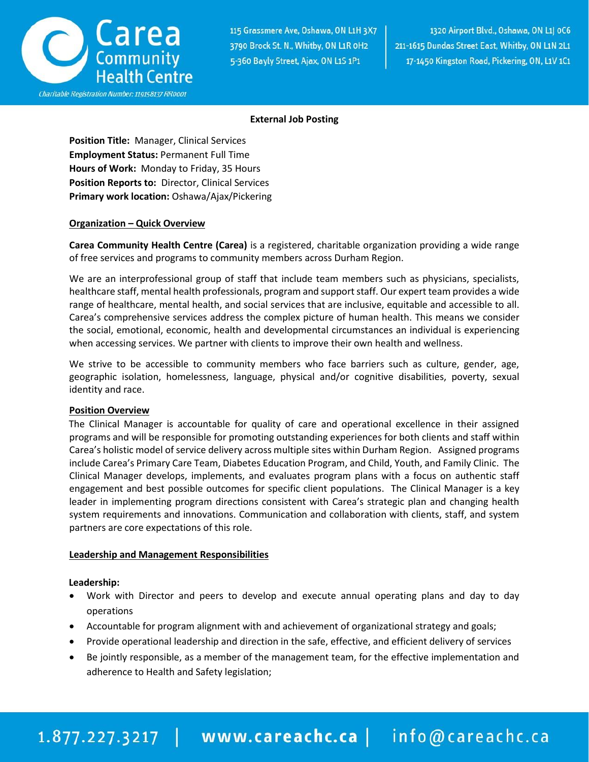Carea Community Health Centre

Charitable Registration Number: 119158137 RR0001

115 Grassmere Ave, Oshawa, ON L1H 3X7
3790 Brock St. N., Whitby, ON L1R 0H2
5-360 Bayly Street, Ajax, ON L1S 1P1

1320 Airport Blvd., Oshawa, ON L1J 0C6
211-1615 Dundas Street East, Whitby, ON L1N 2L1
17-1450 Kingston Road, Pickering, ON, L1V 1C1

**External Job Posting**

**Position Title:** Manager, Clinical Services
**Employment Status:** Permanent Full Time
**Hours of Work:** Monday to Friday, 35 Hours
**Position Reports to:** Director, Clinical Services
**Primary work location:** Oshawa/Ajax/Pickering

## Organization – Quick Overview

**Carea Community Health Centre (Carea)** is a registered, charitable organization providing a wide range of free services and programs to community members across Durham Region.

We are an interprofessional group of staff that include team members such as physicians, specialists, healthcare staff, mental health professionals, program and support staff. Our expert team provides a wide range of healthcare, mental health, and social services that are inclusive, equitable and accessible to all. Carea's comprehensive services address the complex picture of human health. This means we consider the social, emotional, economic, health and developmental circumstances an individual is experiencing when accessing services. We partner with clients to improve their own health and wellness.

We strive to be accessible to community members who face barriers such as culture, gender, age, geographic isolation, homelessness, language, physical and/or cognitive disabilities, poverty, sexual identity and race.

## Position Overview

The Clinical Manager is accountable for quality of care and operational excellence in their assigned programs and will be responsible for promoting outstanding experiences for both clients and staff within Carea's holistic model of service delivery across multiple sites within Durham Region. Assigned programs include Carea's Primary Care Team, Diabetes Education Program, and Child, Youth, and Family Clinic. The Clinical Manager develops, implements, and evaluates program plans with a focus on authentic staff engagement and best possible outcomes for specific client populations. The Clinical Manager is a key leader in implementing program directions consistent with Carea's strategic plan and changing health system requirements and innovations. Communication and collaboration with clients, staff, and system partners are core expectations of this role.

## Leadership and Management Responsibilities

**Leadership:**

- Work with Director and peers to develop and execute annual operating plans and day to day operations
- Accountable for program alignment with and achievement of organizational strategy and goals;
- Provide operational leadership and direction in the safe, effective, and efficient delivery of services
- Be jointly responsible, as a member of the management team, for the effective implementation and adherence to Health and Safety legislation;

1.877.227.3217 | www.careachc.ca | info@careachc.ca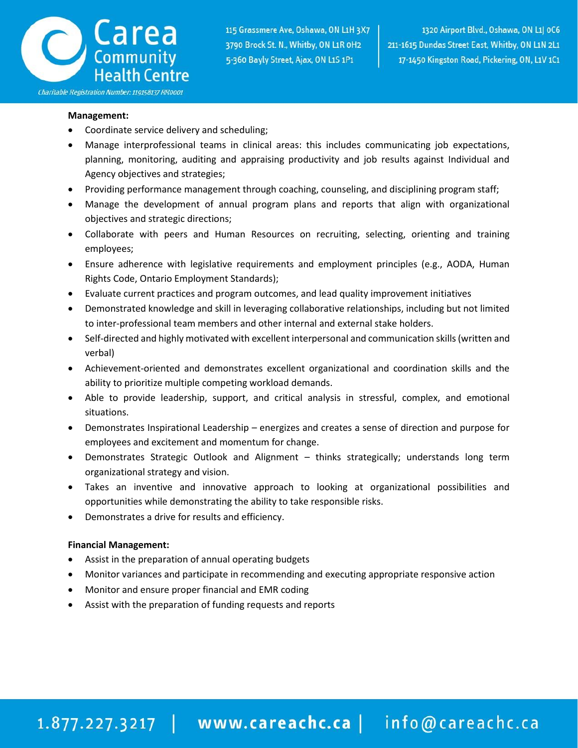**Management:**

- Coordinate service delivery and scheduling;
- Manage interprofessional teams in clinical areas: this includes communicating job expectations, planning, monitoring, auditing and appraising productivity and job results against Individual and Agency objectives and strategies;
- Providing performance management through coaching, counseling, and disciplining program staff;
- Manage the development of annual program plans and reports that align with organizational objectives and strategic directions;
- Collaborate with peers and Human Resources on recruiting, selecting, orienting and training employees;
- Ensure adherence with legislative requirements and employment principles (e.g., AODA, Human Rights Code, Ontario Employment Standards);
- Evaluate current practices and program outcomes, and lead quality improvement initiatives
- Demonstrated knowledge and skill in leveraging collaborative relationships, including but not limited to inter-professional team members and other internal and external stake holders.
- Self-directed and highly motivated with excellent interpersonal and communication skills (written and verbal)
- Achievement-oriented and demonstrates excellent organizational and coordination skills and the ability to prioritize multiple competing workload demands.
- Able to provide leadership, support, and critical analysis in stressful, complex, and emotional situations.
- Demonstrates Inspirational Leadership – energizes and creates a sense of direction and purpose for employees and excitement and momentum for change.
- Demonstrates Strategic Outlook and Alignment – thinks strategically; understands long term organizational strategy and vision.
- Takes an inventive and innovative approach to looking at organizational possibilities and opportunities while demonstrating the ability to take responsible risks.
- Demonstrates a drive for results and efficiency.

**Financial Management:**

- Assist in the preparation of annual operating budgets
- Monitor variances and participate in recommending and executing appropriate responsive action
- Monitor and ensure proper financial and EMR coding
- Assist with the preparation of funding requests and reports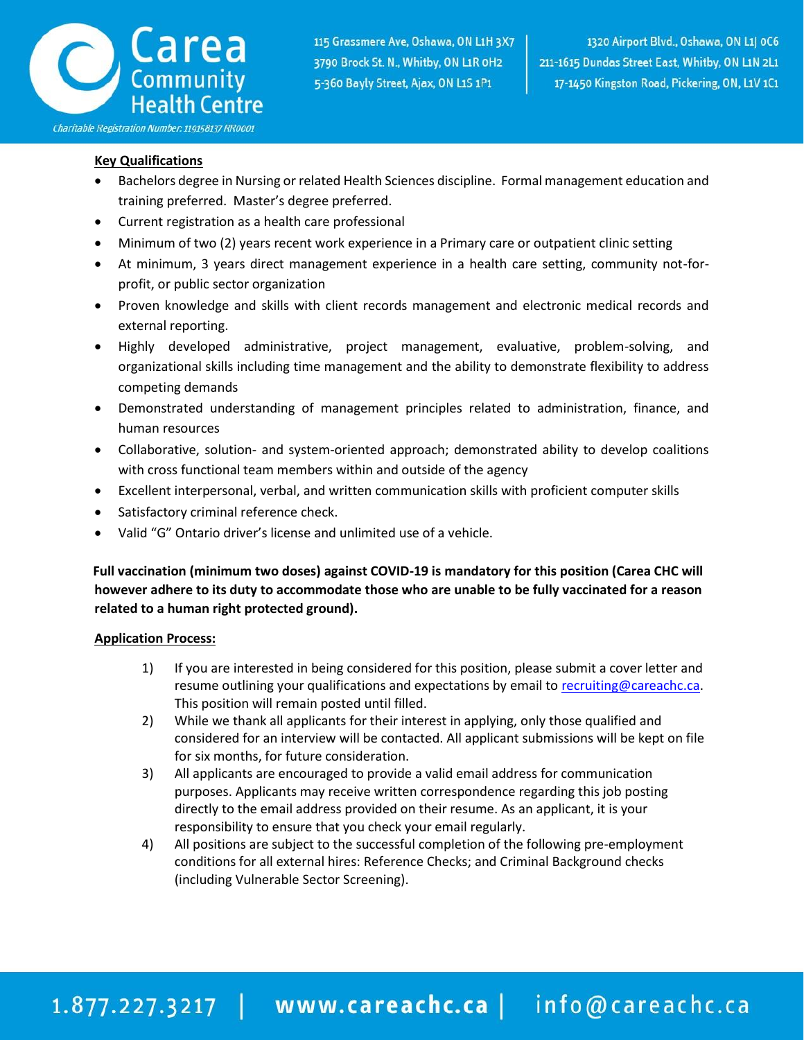**Key Qualifications**

- Bachelors degree in Nursing or related Health Sciences discipline. Formal management education and training preferred. Master's degree preferred.
- Current registration as a health care professional
- Minimum of two (2) years recent work experience in a Primary care or outpatient clinic setting
- At minimum, 3 years direct management experience in a health care setting, community not-for-profit, or public sector organization
- Proven knowledge and skills with client records management and electronic medical records and external reporting.
- Highly developed administrative, project management, evaluative, problem-solving, and organizational skills including time management and the ability to demonstrate flexibility to address competing demands
- Demonstrated understanding of management principles related to administration, finance, and human resources
- Collaborative, solution- and system-oriented approach; demonstrated ability to develop coalitions with cross functional team members within and outside of the agency
- Excellent interpersonal, verbal, and written communication skills with proficient computer skills
- Satisfactory criminal reference check.
- Valid "G" Ontario driver's license and unlimited use of a vehicle.

**Full vaccination (minimum two doses) against COVID-19 is mandatory for this position (Carea CHC will however adhere to its duty to accommodate those who are unable to be fully vaccinated for a reason related to a human right protected ground).**

**Application Process:**

1) If you are interested in being considered for this position, please submit a cover letter and resume outlining your qualifications and expectations by email to recruiting@careachc.ca. This position will remain posted until filled.
2) While we thank all applicants for their interest in applying, only those qualified and considered for an interview will be contacted. All applicant submissions will be kept on file for six months, for future consideration.
3) All applicants are encouraged to provide a valid email address for communication purposes. Applicants may receive written correspondence regarding this job posting directly to the email address provided on their resume. As an applicant, it is your responsibility to ensure that you check your email regularly.
4) All positions are subject to the successful completion of the following pre-employment conditions for all external hires: Reference Checks; and Criminal Background checks (including Vulnerable Sector Screening).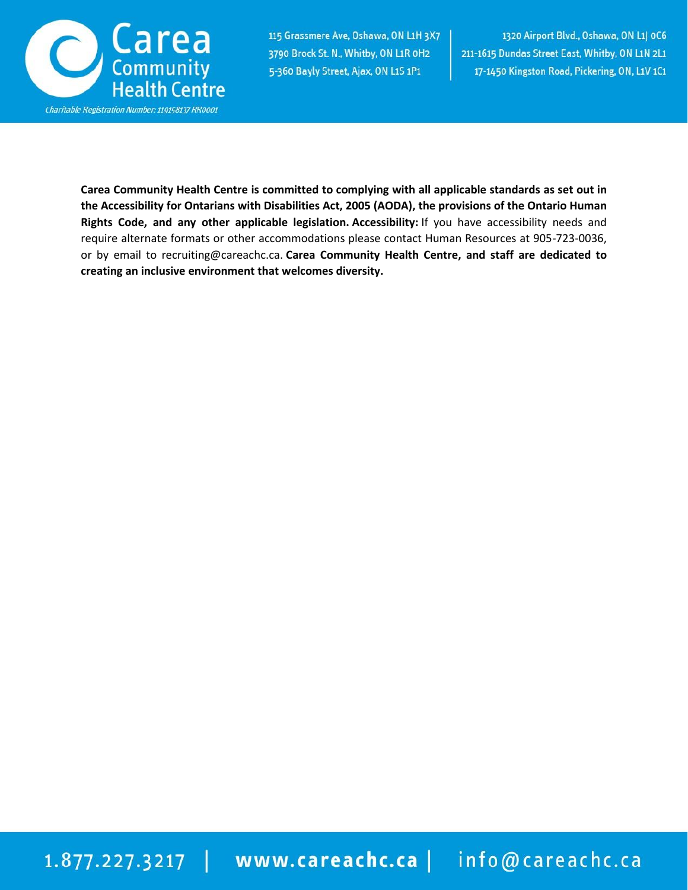**Carea Community Health Centre is committed to complying with all applicable standards as set out in the Accessibility for Ontarians with Disabilities Act, 2005 (AODA), the provisions of the Ontario Human Rights Code, and any other applicable legislation. Accessibility:** If you have accessibility needs and require alternate formats or other accommodations please contact Human Resources at 905-723-0036, or by email to recruiting@careachc.ca. **Carea Community Health Centre, and staff are dedicated to creating an inclusive environment that welcomes diversity.**